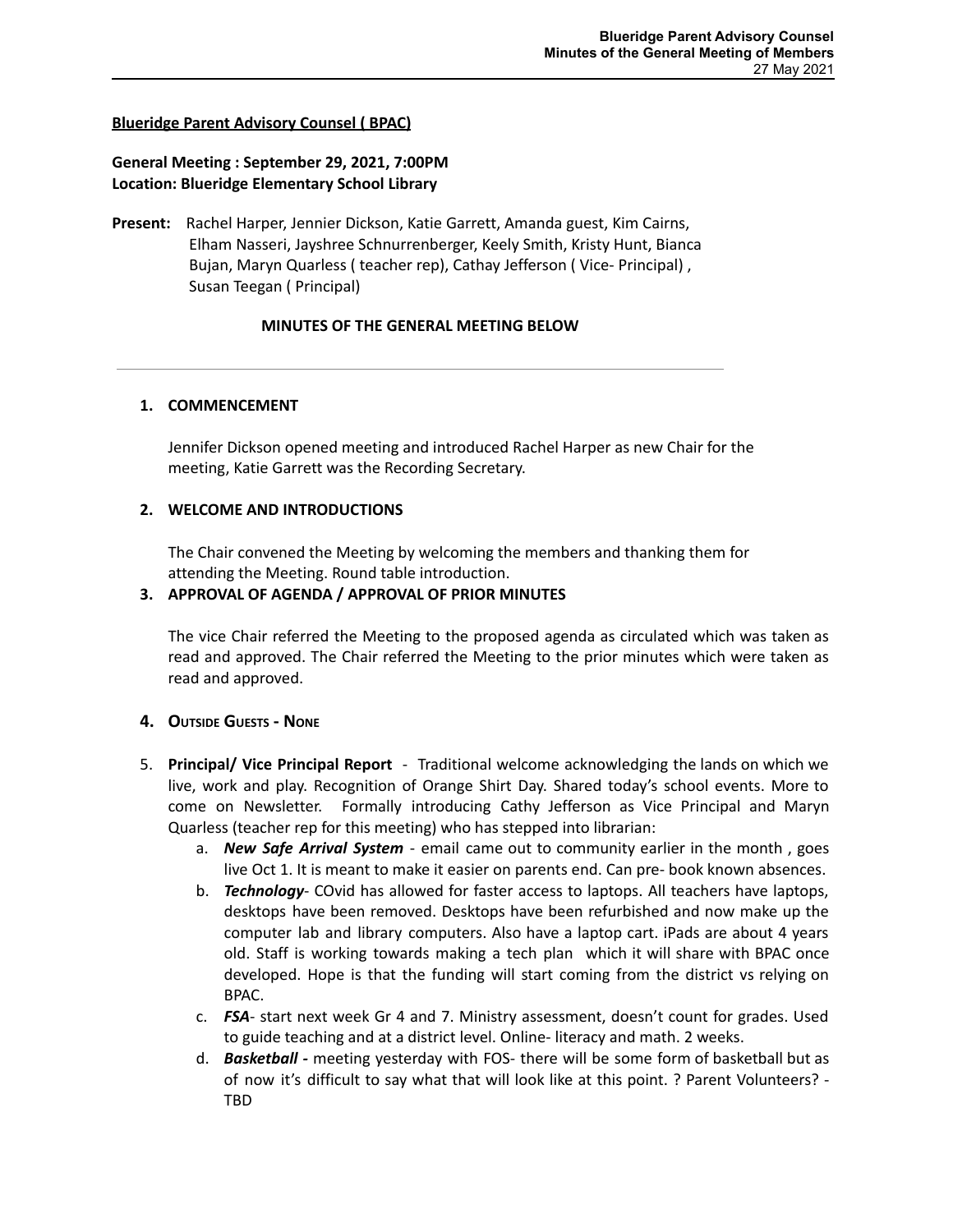**Blueridge Parent Advisory Counsel ( BPAC)**

**General Meeting : September 29, 2021, 7:00PM**
**Location: Blueridge Elementary School Library**

**Present:** Rachel Harper, Jennier Dickson, Katie Garrett, Amanda guest, Kim Cairns, Elham Nasseri, Jayshree Schnurrenberger, Keely Smith, Kristy Hunt, Bianca Bujan, Maryn Quarless ( teacher rep), Cathay Jefferson ( Vice- Principal) , Susan Teegan ( Principal)

**MINUTES OF THE GENERAL MEETING BELOW**

---

1. **COMMENCEMENT**

   Jennifer Dickson opened meeting and introduced Rachel Harper as new Chair for the meeting, Katie Garrett was the Recording Secretary.

2. **WELCOME AND INTRODUCTIONS**

   The Chair convened the Meeting by welcoming the members and thanking them for attending the Meeting. Round table introduction.

3. **APPROVAL OF AGENDA / APPROVAL OF PRIOR MINUTES**

   The vice Chair referred the Meeting to the proposed agenda as circulated which was taken as read and approved. The Chair referred the Meeting to the prior minutes which were taken as read and approved.

4. **OUTSIDE GUESTS - NONE**

5. **Principal/ Vice Principal Report** - Traditional welcome acknowledging the lands on which we live, work and play. Recognition of Orange Shirt Day. Shared today's school events. More to come on Newsletter. Formally introducing Cathy Jefferson as Vice Principal and Maryn Quarless (teacher rep for this meeting) who has stepped into librarian:
   a. ***New Safe Arrival System*** - email came out to community earlier in the month , goes live Oct 1. It is meant to make it easier on parents end. Can pre- book known absences.
   b. ***Technology***- COvid has allowed for faster access to laptops. All teachers have laptops, desktops have been removed. Desktops have been refurbished and now make up the computer lab and library computers. Also have a laptop cart. iPads are about 4 years old. Staff is working towards making a tech plan which it will share with BPAC once developed. Hope is that the funding will start coming from the district vs relying on BPAC.
   c. ***FSA***- start next week Gr 4 and 7. Ministry assessment, doesn't count for grades. Used to guide teaching and at a district level. Online- literacy and math. 2 weeks.
   d. ***Basketball -*** meeting yesterday with FOS- there will be some form of basketball but as of now it's difficult to say what that will look like at this point. ? Parent Volunteers? - TBD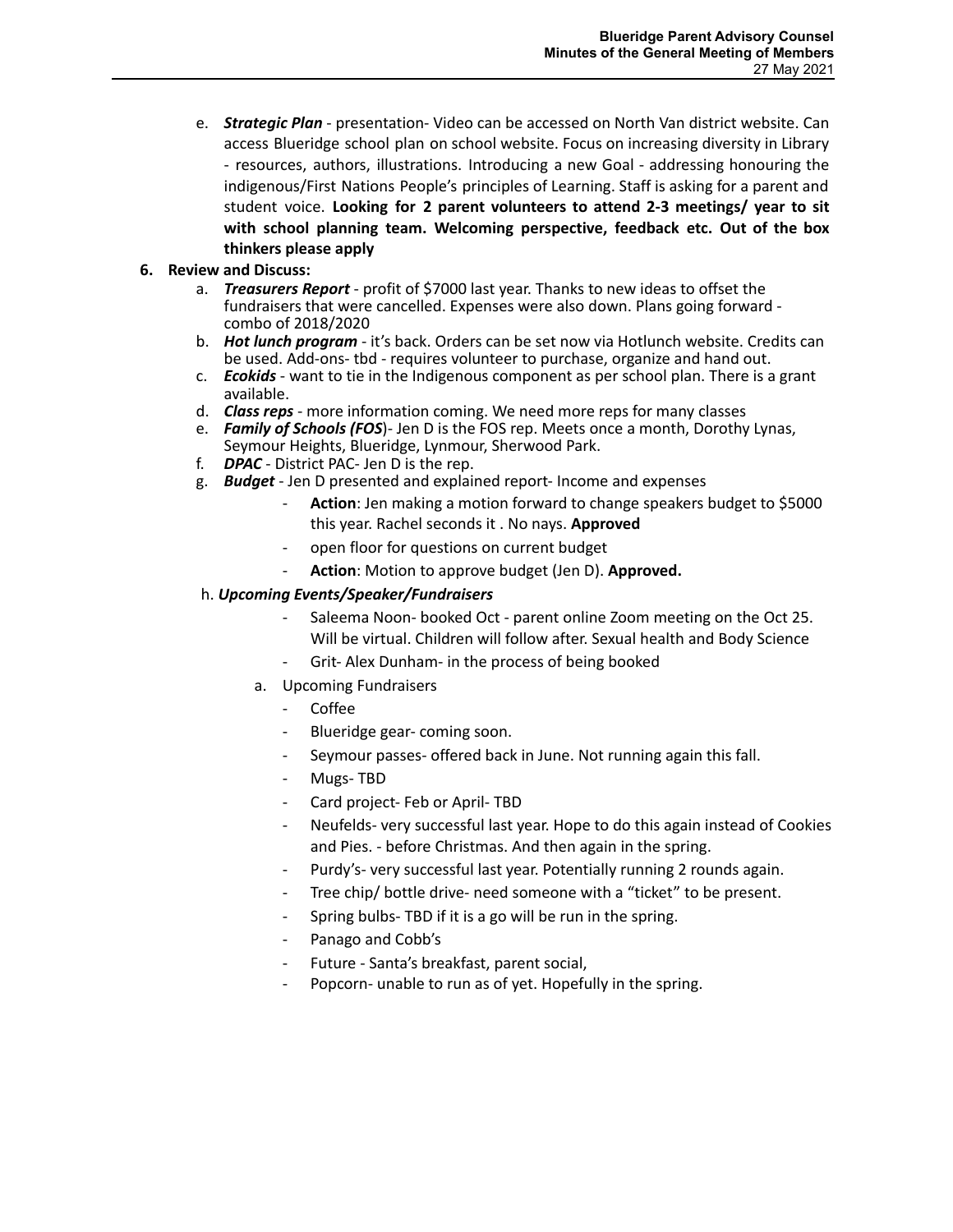e. ***Strategic Plan*** - presentation- Video can be accessed on North Van district website. Can access Blueridge school plan on school website. Focus on increasing diversity in Library - resources, authors, illustrations. Introducing a new Goal - addressing honouring the indigenous/First Nations People's principles of Learning. Staff is asking for a parent and student voice. **Looking for 2 parent volunteers to attend 2-3 meetings/ year to sit with school planning team. Welcoming perspective, feedback etc. Out of the box thinkers please apply**

**6. Review and Discuss:**

a. ***Treasurers Report*** - profit of $7000 last year. Thanks to new ideas to offset the fundraisers that were cancelled. Expenses were also down. Plans going forward - combo of 2018/2020

b. ***Hot lunch program*** - it's back. Orders can be set now via Hotlunch website. Credits can be used. Add-ons- tbd - requires volunteer to purchase, organize and hand out.

c. ***Ecokids*** - want to tie in the Indigenous component as per school plan. There is a grant available.

d. ***Class reps*** - more information coming. We need more reps for many classes

e. ***Family of Schools (FOS***)- Jen D is the FOS rep. Meets once a month, Dorothy Lynas, Seymour Heights, Blueridge, Lynmour, Sherwood Park.

f. ***DPAC*** - District PAC- Jen D is the rep.

g. ***Budget*** - Jen D presented and explained report- Income and expenses

- **Action**: Jen making a motion forward to change speakers budget to $5000 this year. Rachel seconds it . No nays. **Approved**
- open floor for questions on current budget
- **Action**: Motion to approve budget (Jen D). **Approved.**

h. ***Upcoming Events/Speaker/Fundraisers***

- Saleema Noon- booked Oct - parent online Zoom meeting on the Oct 25. Will be virtual. Children will follow after. Sexual health and Body Science
- Grit- Alex Dunham- in the process of being booked

a. Upcoming Fundraisers

- Coffee
- Blueridge gear- coming soon.
- Seymour passes- offered back in June. Not running again this fall.
- Mugs- TBD
- Card project- Feb or April- TBD
- Neufelds- very successful last year. Hope to do this again instead of Cookies and Pies. - before Christmas. And then again in the spring.
- Purdy's- very successful last year. Potentially running 2 rounds again.
- Tree chip/ bottle drive- need someone with a "ticket" to be present.
- Spring bulbs- TBD if it is a go will be run in the spring.
- Panago and Cobb's
- Future - Santa's breakfast, parent social,
- Popcorn- unable to run as of yet. Hopefully in the spring.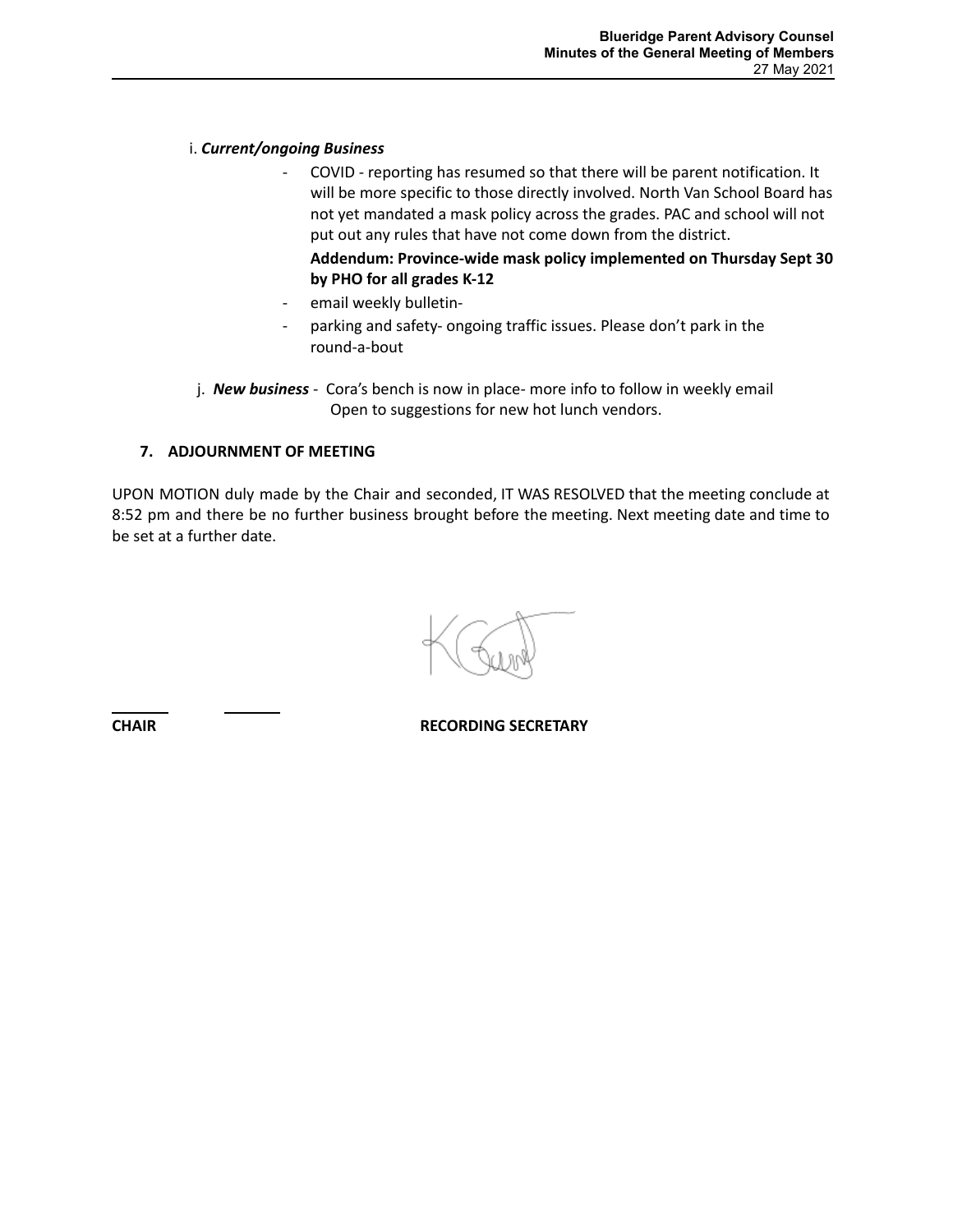i. ***Current/ongoing Business***

- COVID - reporting has resumed so that there will be parent notification. It will be more specific to those directly involved. North Van School Board has not yet mandated a mask policy across the grades. PAC and school will not put out any rules that have not come down from the district.

  **Addendum: Province-wide mask policy implemented on Thursday Sept 30 by PHO for all grades K-12**
- email weekly bulletin-
- parking and safety- ongoing traffic issues. Please don't park in the round-a-bout

j. ***New business*** - Cora's bench is now in place- more info to follow in weekly email
Open to suggestions for new hot lunch vendors.

## 7. ADJOURNMENT OF MEETING

UPON MOTION duly made by the Chair and seconded, IT WAS RESOLVED that the meeting conclude at 8:52 pm and there be no further business brought before the meeting. Next meeting date and time to be set at a further date.

**CHAIR** **RECORDING SECRETARY**